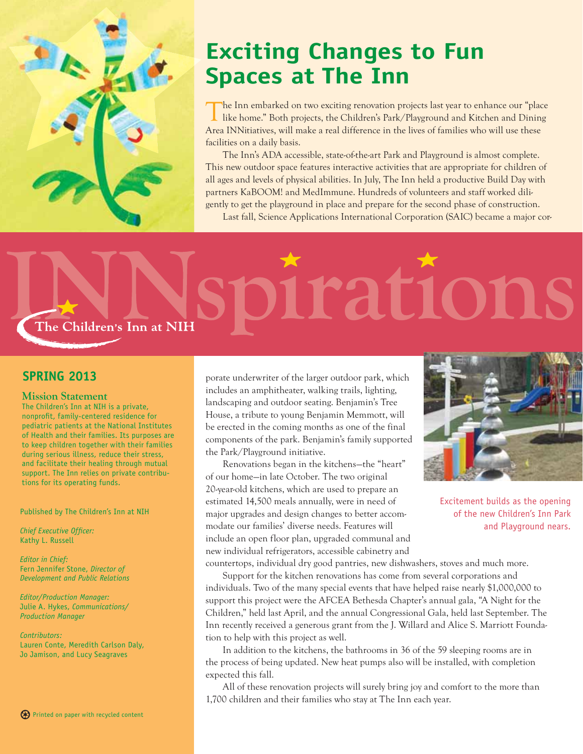# INNspirations

The Children's Inn at NIH

## SPRING 2013

### Mission Statement

The Children's Inn at NIH is a private, nonprofit, family-centered residence for pediatric patients at the National Institutes of Health and their families. Its purposes are to keep children together with their families during serious illness, reduce their stress, and facilitate their healing through mutual support. The Inn relies on private contributions for its operating funds.

Published by The Children's Inn at NIH

*Chief Executive Officer:*
Kathy L. Russell

*Editor in Chief:*
Fern Jennifer Stone, *Director of Development and Public Relations*

*Editor/Production Manager:*
Julie A. Hykes, *Communications/ Production Manager*

*Contributors:*
Lauren Conte, Meredith Carlson Daly, Jo Jamison, and Lucy Seagraves

Printed on paper with recycled content

# Exciting Changes to Fun Spaces at The Inn

The Inn embarked on two exciting renovation projects last year to enhance our "place like home." Both projects, the Children's Park/Playground and Kitchen and Dining Area INNitiatives, will make a real difference in the lives of families who will use these facilities on a daily basis.

The Inn's ADA accessible, state-of-the-art Park and Playground is almost complete. This new outdoor space features interactive activities that are appropriate for children of all ages and levels of physical abilities. In July, The Inn held a productive Build Day with partners KaBOOM! and MedImmune. Hundreds of volunteers and staff worked diligently to get the playground in place and prepare for the second phase of construction.

Last fall, Science Applications International Corporation (SAIC) became a major corporate underwriter of the larger outdoor park, which includes an amphitheater, walking trails, lighting, landscaping and outdoor seating. Benjamin's Tree House, a tribute to young Benjamin Memmott, will be erected in the coming months as one of the final components of the park. Benjamin's family supported the Park/Playground initiative.

Excitement builds as the opening of the new Children's Inn Park and Playground nears.

Renovations began in the kitchens—the "heart" of our home—in late October. The two original 20-year-old kitchens, which are used to prepare an estimated 14,500 meals annually, were in need of major upgrades and design changes to better accommodate our families' diverse needs. Features will include an open floor plan, upgraded communal and new individual refrigerators, accessible cabinetry and countertops, individual dry good pantries, new dishwashers, stoves and much more.

Support for the kitchen renovations has come from several corporations and individuals. Two of the many special events that have helped raise nearly $1,000,000 to support this project were the AFCEA Bethesda Chapter's annual gala, "A Night for the Children," held last April, and the annual Congressional Gala, held last September. The Inn recently received a generous grant from the J. Willard and Alice S. Marriott Foundation to help with this project as well.

In addition to the kitchens, the bathrooms in 36 of the 59 sleeping rooms are in the process of being updated. New heat pumps also will be installed, with completion expected this fall.

All of these renovation projects will surely bring joy and comfort to the more than 1,700 children and their families who stay at The Inn each year.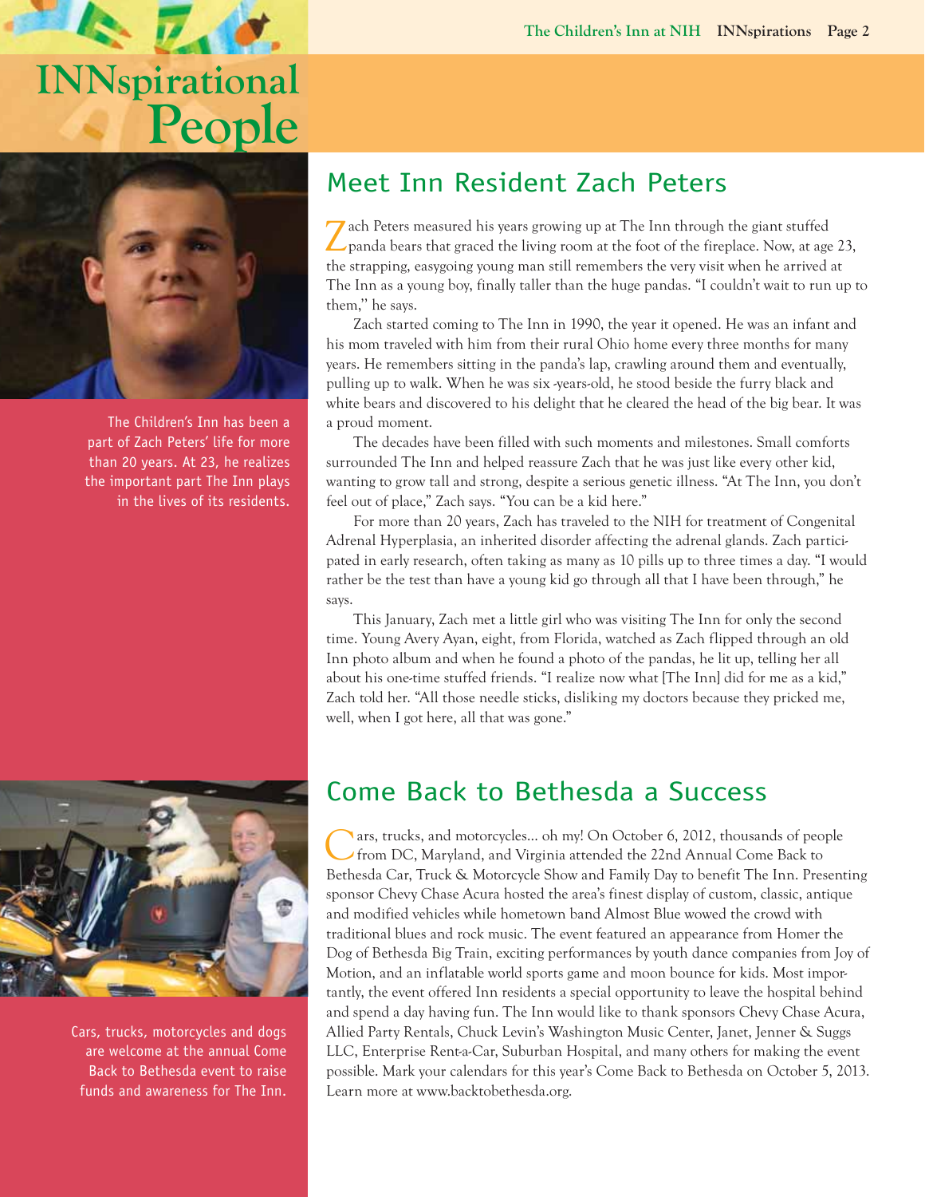# INNspirational People

The Children's Inn has been a part of Zach Peters' life for more than 20 years. At 23, he realizes the important part The Inn plays in the lives of its residents.

## Meet Inn Resident Zach Peters

Zach Peters measured his years growing up at The Inn through the giant stuffed panda bears that graced the living room at the foot of the fireplace. Now, at age 23, the strapping, easygoing young man still remembers the very visit when he arrived at The Inn as a young boy, finally taller than the huge pandas. "I couldn't wait to run up to them," he says.

Zach started coming to The Inn in 1990, the year it opened. He was an infant and his mom traveled with him from their rural Ohio home every three months for many years. He remembers sitting in the panda's lap, crawling around them and eventually, pulling up to walk. When he was six -years-old, he stood beside the furry black and white bears and discovered to his delight that he cleared the head of the big bear. It was a proud moment.

The decades have been filled with such moments and milestones. Small comforts surrounded The Inn and helped reassure Zach that he was just like every other kid, wanting to grow tall and strong, despite a serious genetic illness. "At The Inn, you don't feel out of place," Zach says. "You can be a kid here."

For more than 20 years, Zach has traveled to the NIH for treatment of Congenital Adrenal Hyperplasia, an inherited disorder affecting the adrenal glands. Zach participated in early research, often taking as many as 10 pills up to three times a day. "I would rather be the test than have a young kid go through all that I have been through," he says.

This January, Zach met a little girl who was visiting The Inn for only the second time. Young Avery Ayan, eight, from Florida, watched as Zach flipped through an old Inn photo album and when he found a photo of the pandas, he lit up, telling her all about his one-time stuffed friends. "I realize now what [The Inn] did for me as a kid," Zach told her. "All those needle sticks, disliking my doctors because they pricked me, well, when I got here, all that was gone."

Cars, trucks, motorcycles and dogs are welcome at the annual Come Back to Bethesda event to raise funds and awareness for The Inn.

## Come Back to Bethesda a Success

Cars, trucks, and motorcycles… oh my! On October 6, 2012, thousands of people from DC, Maryland, and Virginia attended the 22nd Annual Come Back to Bethesda Car, Truck & Motorcycle Show and Family Day to benefit The Inn. Presenting sponsor Chevy Chase Acura hosted the area's finest display of custom, classic, antique and modified vehicles while hometown band Almost Blue wowed the crowd with traditional blues and rock music. The event featured an appearance from Homer the Dog of Bethesda Big Train, exciting performances by youth dance companies from Joy of Motion, and an inflatable world sports game and moon bounce for kids. Most importantly, the event offered Inn residents a special opportunity to leave the hospital behind and spend a day having fun. The Inn would like to thank sponsors Chevy Chase Acura, Allied Party Rentals, Chuck Levin's Washington Music Center, Janet, Jenner & Suggs LLC, Enterprise Rent-a-Car, Suburban Hospital, and many others for making the event possible. Mark your calendars for this year's Come Back to Bethesda on October 5, 2013. Learn more at www.backtobethesda.org.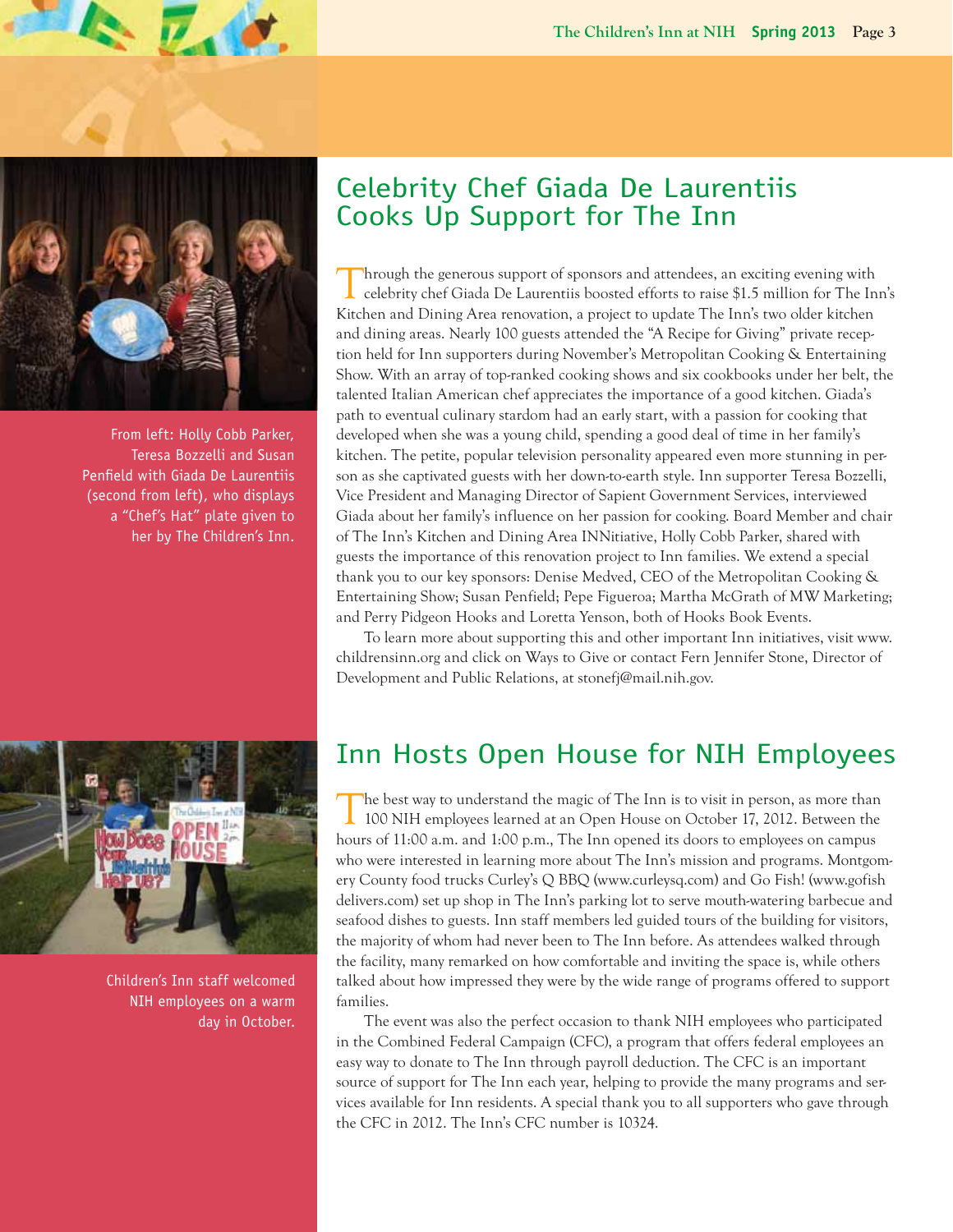## Celebrity Chef Giada De Laurentiis Cooks Up Support for The Inn

From left: Holly Cobb Parker, Teresa Bozzelli and Susan Penfield with Giada De Laurentiis (second from left), who displays a "Chef's Hat" plate given to her by The Children's Inn.

Through the generous support of sponsors and attendees, an exciting evening with celebrity chef Giada De Laurentiis boosted efforts to raise $1.5 million for The Inn's Kitchen and Dining Area renovation, a project to update The Inn's two older kitchen and dining areas. Nearly 100 guests attended the "A Recipe for Giving" private reception held for Inn supporters during November's Metropolitan Cooking & Entertaining Show. With an array of top-ranked cooking shows and six cookbooks under her belt, the talented Italian American chef appreciates the importance of a good kitchen. Giada's path to eventual culinary stardom had an early start, with a passion for cooking that developed when she was a young child, spending a good deal of time in her family's kitchen. The petite, popular television personality appeared even more stunning in person as she captivated guests with her down-to-earth style. Inn supporter Teresa Bozzelli, Vice President and Managing Director of Sapient Government Services, interviewed Giada about her family's influence on her passion for cooking. Board Member and chair of The Inn's Kitchen and Dining Area INNitiative, Holly Cobb Parker, shared with guests the importance of this renovation project to Inn families. We extend a special thank you to our key sponsors: Denise Medved, CEO of the Metropolitan Cooking & Entertaining Show; Susan Penfield; Pepe Figueroa; Martha McGrath of MW Marketing; and Perry Pidgeon Hooks and Loretta Yenson, both of Hooks Book Events.

To learn more about supporting this and other important Inn initiatives, visit www.childrensinn.org and click on Ways to Give or contact Fern Jennifer Stone, Director of Development and Public Relations, at stonefj@mail.nih.gov.

## Inn Hosts Open House for NIH Employees

Children's Inn staff welcomed NIH employees on a warm day in October.

The best way to understand the magic of The Inn is to visit in person, as more than 100 NIH employees learned at an Open House on October 17, 2012. Between the hours of 11:00 a.m. and 1:00 p.m., The Inn opened its doors to employees on campus who were interested in learning more about The Inn's mission and programs. Montgomery County food trucks Curley's Q BBQ (www.curleysq.com) and Go Fish! (www.gofishdelivers.com) set up shop in The Inn's parking lot to serve mouth-watering barbecue and seafood dishes to guests. Inn staff members led guided tours of the building for visitors, the majority of whom had never been to The Inn before. As attendees walked through the facility, many remarked on how comfortable and inviting the space is, while others talked about how impressed they were by the wide range of programs offered to support families.

The event was also the perfect occasion to thank NIH employees who participated in the Combined Federal Campaign (CFC), a program that offers federal employees an easy way to donate to The Inn through payroll deduction. The CFC is an important source of support for The Inn each year, helping to provide the many programs and services available for Inn residents. A special thank you to all supporters who gave through the CFC in 2012. The Inn's CFC number is 10324.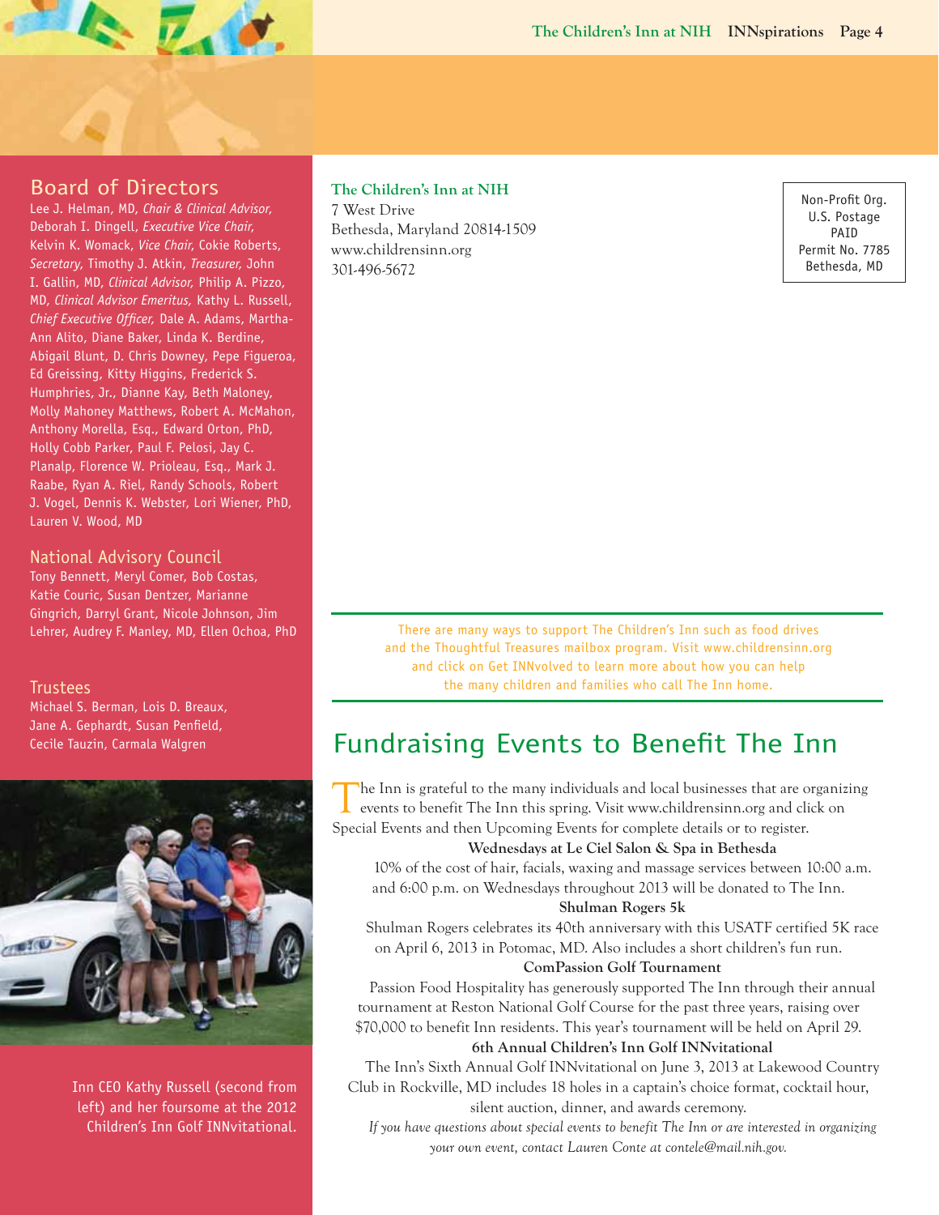## Board of Directors

Lee J. Helman, MD, *Chair & Clinical Advisor,* Deborah I. Dingell, *Executive Vice Chair,* Kelvin K. Womack, *Vice Chair,* Cokie Roberts, *Secretary,* Timothy J. Atkin, *Treasurer,* John I. Gallin, MD, *Clinical Advisor,* Philip A. Pizzo, MD, *Clinical Advisor Emeritus,* Kathy L. Russell, *Chief Executive Officer,* Dale A. Adams, Martha-Ann Alito, Diane Baker, Linda K. Berdine, Abigail Blunt, D. Chris Downey, Pepe Figueroa, Ed Greissing, Kitty Higgins, Frederick S. Humphries, Jr., Dianne Kay, Beth Maloney, Molly Mahoney Matthews, Robert A. McMahon, Anthony Morella, Esq., Edward Orton, PhD, Holly Cobb Parker, Paul F. Pelosi, Jay C. Planalp, Florence W. Prioleau, Esq., Mark J. Raabe, Ryan A. Riel, Randy Schools, Robert J. Vogel, Dennis K. Webster, Lori Wiener, PhD, Lauren V. Wood, MD

## National Advisory Council

Tony Bennett, Meryl Comer, Bob Costas, Katie Couric, Susan Dentzer, Marianne Gingrich, Darryl Grant, Nicole Johnson, Jim Lehrer, Audrey F. Manley, MD, Ellen Ochoa, PhD

## Trustees

Michael S. Berman, Lois D. Breaux, Jane A. Gephardt, Susan Penfield, Cecile Tauzin, Carmala Walgren

Inn CEO Kathy Russell (second from left) and her foursome at the 2012 Children's Inn Golf INNvitational.

**The Children's Inn at NIH**
7 West Drive
Bethesda, Maryland 20814-1509
www.childrensinn.org
301-496-5672

Non-Profit Org.
U.S. Postage
PAID
Permit No. 7785
Bethesda, MD

There are many ways to support The Children's Inn such as food drives and the Thoughtful Treasures mailbox program. Visit www.childrensinn.org and click on Get INNvolved to learn more about how you can help the many children and families who call The Inn home.

## Fundraising Events to Benefit The Inn

The Inn is grateful to the many individuals and local businesses that are organizing events to benefit The Inn this spring. Visit www.childrensinn.org and click on Special Events and then Upcoming Events for complete details or to register.

**Wednesdays at Le Ciel Salon & Spa in Bethesda**

10% of the cost of hair, facials, waxing and massage services between 10:00 a.m. and 6:00 p.m. on Wednesdays throughout 2013 will be donated to The Inn.

**Shulman Rogers 5k**

Shulman Rogers celebrates its 40th anniversary with this USATF certified 5K race on April 6, 2013 in Potomac, MD. Also includes a short children's fun run.

**ComPassion Golf Tournament**

Passion Food Hospitality has generously supported The Inn through their annual tournament at Reston National Golf Course for the past three years, raising over $70,000 to benefit Inn residents. This year's tournament will be held on April 29.

**6th Annual Children's Inn Golf INNvitational**

The Inn's Sixth Annual Golf INNvitational on June 3, 2013 at Lakewood Country Club in Rockville, MD includes 18 holes in a captain's choice format, cocktail hour, silent auction, dinner, and awards ceremony.

*If you have questions about special events to benefit The Inn or are interested in organizing your own event, contact Lauren Conte at contele@mail.nih.gov.*